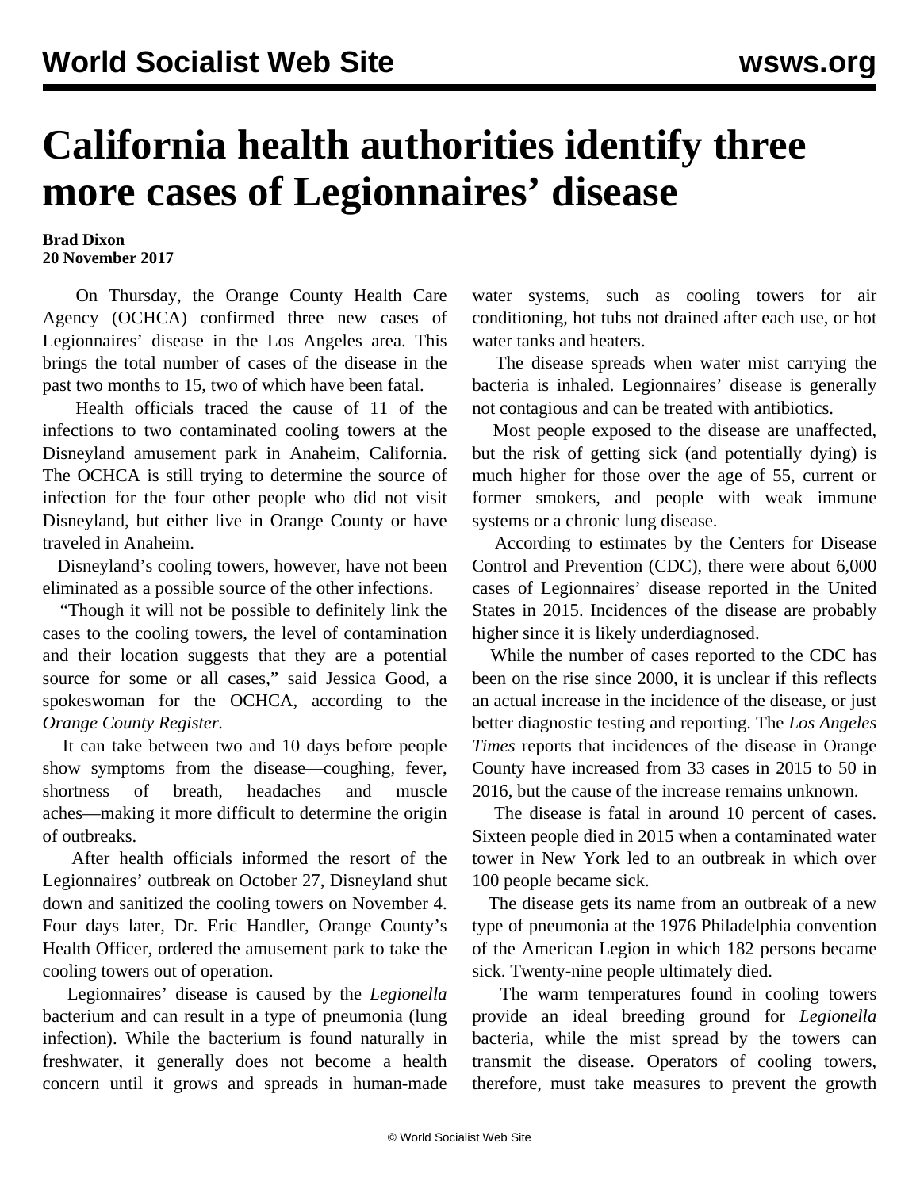# California health authorities identify three more cases of Legionnaires' disease

**Brad Dixon**
**20 November 2017**

On Thursday, the Orange County Health Care Agency (OCHCA) confirmed three new cases of Legionnaires' disease in the Los Angeles area. This brings the total number of cases of the disease in the past two months to 15, two of which have been fatal.

Health officials traced the cause of 11 of the infections to two contaminated cooling towers at the Disneyland amusement park in Anaheim, California. The OCHCA is still trying to determine the source of infection for the four other people who did not visit Disneyland, but either live in Orange County or have traveled in Anaheim.

Disneyland's cooling towers, however, have not been eliminated as a possible source of the other infections.

"Though it will not be possible to definitely link the cases to the cooling towers, the level of contamination and their location suggests that they are a potential source for some or all cases," said Jessica Good, a spokeswoman for the OCHCA, according to the *Orange County Register.*

It can take between two and 10 days before people show symptoms from the disease—coughing, fever, shortness of breath, headaches and muscle aches—making it more difficult to determine the origin of outbreaks.

After health officials informed the resort of the Legionnaires' outbreak on October 27, Disneyland shut down and sanitized the cooling towers on November 4. Four days later, Dr. Eric Handler, Orange County's Health Officer, ordered the amusement park to take the cooling towers out of operation.

Legionnaires' disease is caused by the *Legionella* bacterium and can result in a type of pneumonia (lung infection). While the bacterium is found naturally in freshwater, it generally does not become a health concern until it grows and spreads in human-made water systems, such as cooling towers for air conditioning, hot tubs not drained after each use, or hot water tanks and heaters.

The disease spreads when water mist carrying the bacteria is inhaled. Legionnaires' disease is generally not contagious and can be treated with antibiotics.

Most people exposed to the disease are unaffected, but the risk of getting sick (and potentially dying) is much higher for those over the age of 55, current or former smokers, and people with weak immune systems or a chronic lung disease.

According to estimates by the Centers for Disease Control and Prevention (CDC), there were about 6,000 cases of Legionnaires' disease reported in the United States in 2015. Incidences of the disease are probably higher since it is likely underdiagnosed.

While the number of cases reported to the CDC has been on the rise since 2000, it is unclear if this reflects an actual increase in the incidence of the disease, or just better diagnostic testing and reporting. The *Los Angeles Times* reports that incidences of the disease in Orange County have increased from 33 cases in 2015 to 50 in 2016, but the cause of the increase remains unknown.

The disease is fatal in around 10 percent of cases. Sixteen people died in 2015 when a contaminated water tower in New York led to an outbreak in which over 100 people became sick.

The disease gets its name from an outbreak of a new type of pneumonia at the 1976 Philadelphia convention of the American Legion in which 182 persons became sick. Twenty-nine people ultimately died.

The warm temperatures found in cooling towers provide an ideal breeding ground for *Legionella* bacteria, while the mist spread by the towers can transmit the disease. Operators of cooling towers, therefore, must take measures to prevent the growth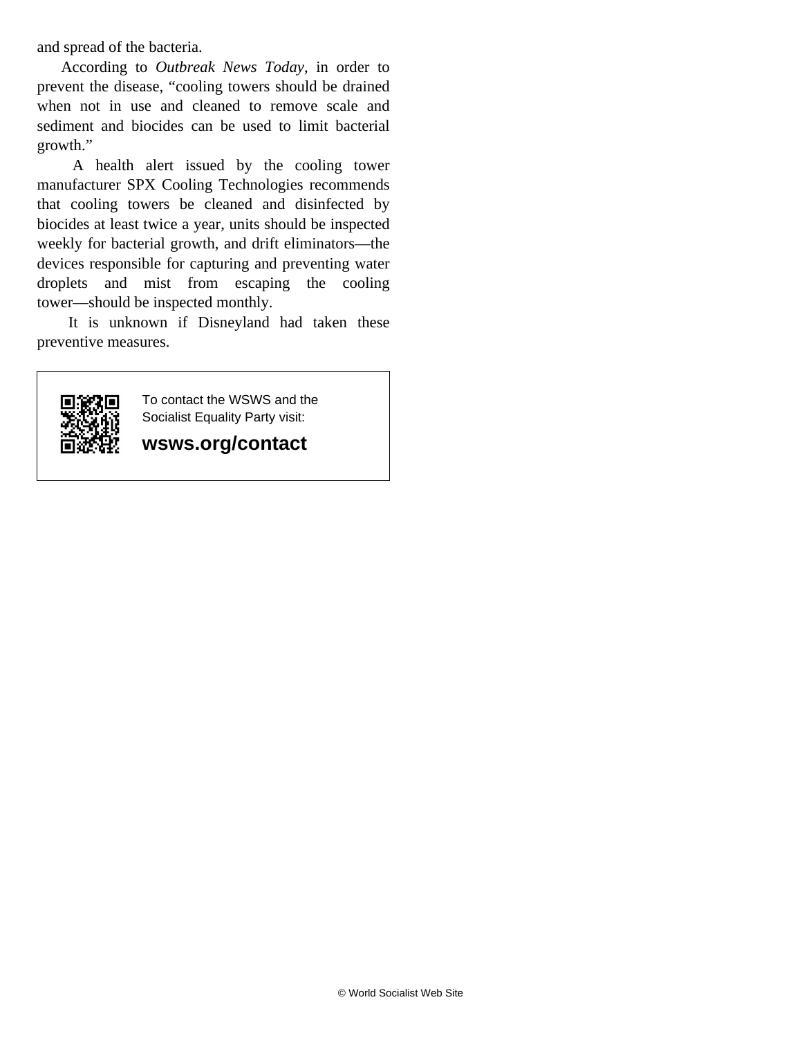and spread of the bacteria.

According to *Outbreak News Today*, in order to prevent the disease, "cooling towers should be drained when not in use and cleaned to remove scale and sediment and biocides can be used to limit bacterial growth."

A health alert issued by the cooling tower manufacturer SPX Cooling Technologies recommends that cooling towers be cleaned and disinfected by biocides at least twice a year, units should be inspected weekly for bacterial growth, and drift eliminators—the devices responsible for capturing and preventing water droplets and mist from escaping the cooling tower—should be inspected monthly.

It is unknown if Disneyland had taken these preventive measures.

To contact the WSWS and the Socialist Equality Party visit:

**wsws.org/contact**